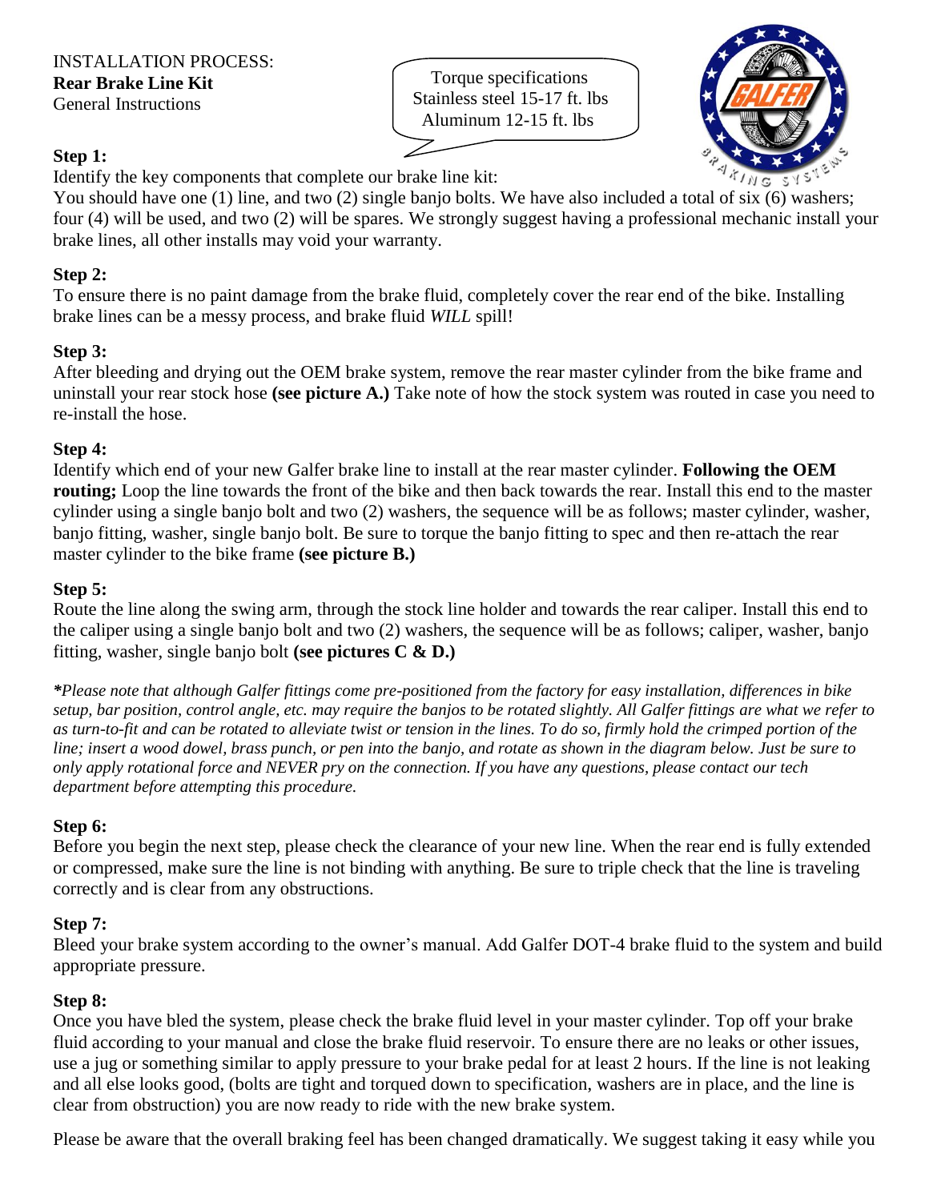INSTALLATION PROCESS:
**Rear Brake Line Kit**
General Instructions

Torque specifications
Stainless steel 15-17 ft. lbs
Aluminum 12-15 ft. lbs

**Step 1:**
Identify the key components that complete our brake line kit:
You should have one (1) line, and two (2) single banjo bolts. We have also included a total of six (6) washers; four (4) will be used, and two (2) will be spares. We strongly suggest having a professional mechanic install your brake lines, all other installs may void your warranty.

**Step 2:**
To ensure there is no paint damage from the brake fluid, completely cover the rear end of the bike. Installing brake lines can be a messy process, and brake fluid *WILL* spill!

**Step 3:**
After bleeding and drying out the OEM brake system, remove the rear master cylinder from the bike frame and uninstall your rear stock hose **(see picture A.)** Take note of how the stock system was routed in case you need to re-install the hose.

**Step 4:**
Identify which end of your new Galfer brake line to install at the rear master cylinder. **Following the OEM routing;** Loop the line towards the front of the bike and then back towards the rear. Install this end to the master cylinder using a single banjo bolt and two (2) washers, the sequence will be as follows; master cylinder, washer, banjo fitting, washer, single banjo bolt. Be sure to torque the banjo fitting to spec and then re-attach the rear master cylinder to the bike frame **(see picture B.)**

**Step 5:**
Route the line along the swing arm, through the stock line holder and towards the rear caliper. Install this end to the caliper using a single banjo bolt and two (2) washers, the sequence will be as follows; caliper, washer, banjo fitting, washer, single banjo bolt **(see pictures C & D.)**

***Please note that although Galfer fittings come pre-positioned from the factory for easy installation, differences in bike setup, bar position, control angle, etc. may require the banjos to be rotated slightly. All Galfer fittings are what we refer to as turn-to-fit and can be rotated to alleviate twist or tension in the lines. To do so, firmly hold the crimped portion of the line; insert a wood dowel, brass punch, or pen into the banjo, and rotate as shown in the diagram below. Just be sure to only apply rotational force and NEVER pry on the connection. If you have any questions, please contact our tech department before attempting this procedure.***

**Step 6:**
Before you begin the next step, please check the clearance of your new line. When the rear end is fully extended or compressed, make sure the line is not binding with anything. Be sure to triple check that the line is traveling correctly and is clear from any obstructions.

**Step 7:**
Bleed your brake system according to the owner's manual. Add Galfer DOT-4 brake fluid to the system and build appropriate pressure.

**Step 8:**
Once you have bled the system, please check the brake fluid level in your master cylinder. Top off your brake fluid according to your manual and close the brake fluid reservoir. To ensure there are no leaks or other issues, use a jug or something similar to apply pressure to your brake pedal for at least 2 hours. If the line is not leaking and all else looks good, (bolts are tight and torqued down to specification, washers are in place, and the line is clear from obstruction) you are now ready to ride with the new brake system.

Please be aware that the overall braking feel has been changed dramatically. We suggest taking it easy while you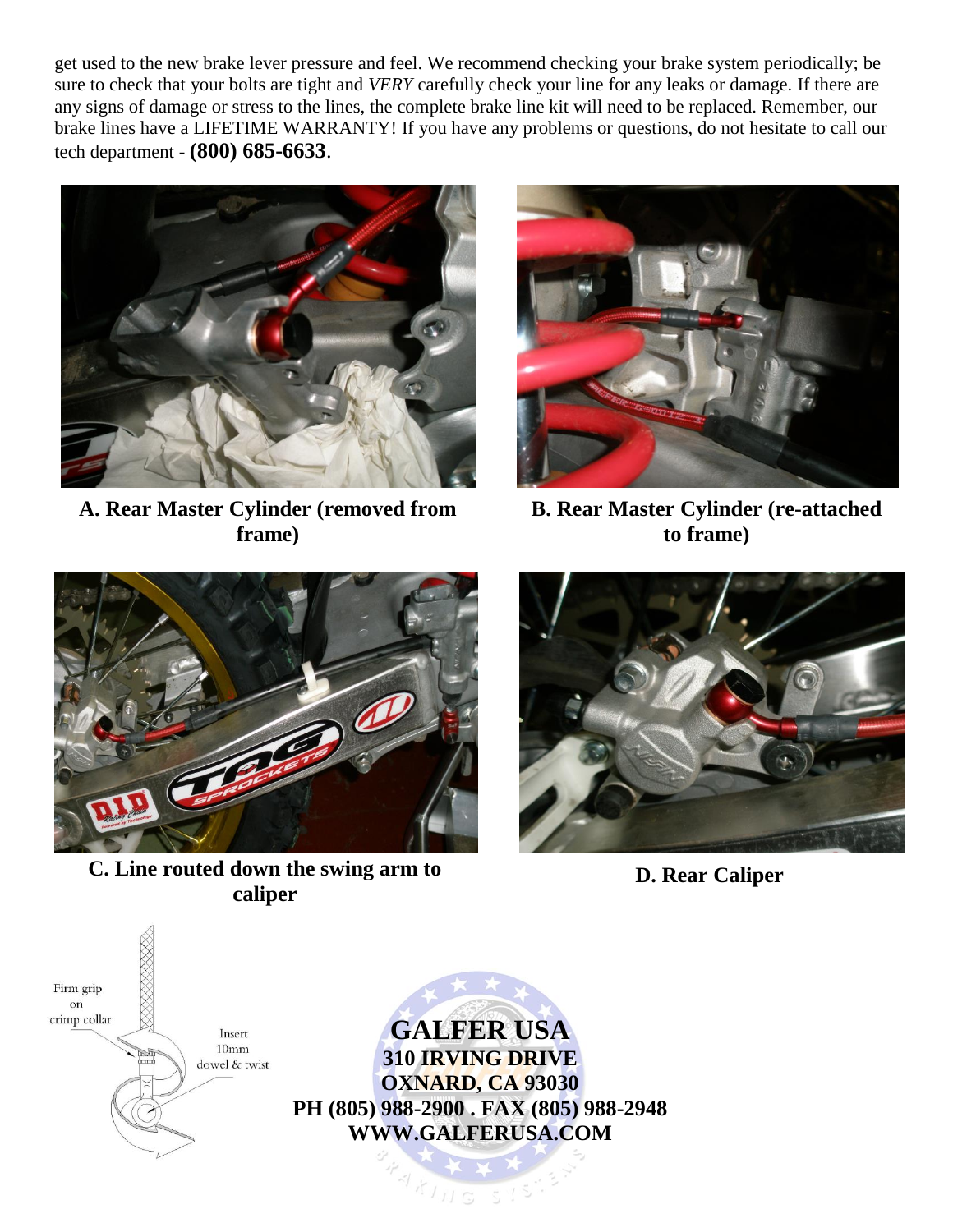get used to the new brake lever pressure and feel. We recommend checking your brake system periodically; be sure to check that your bolts are tight and *VERY* carefully check your line for any leaks or damage. If there are any signs of damage or stress to the lines, the complete brake line kit will need to be replaced. Remember, our brake lines have a LIFETIME WARRANTY! If you have any problems or questions, do not hesitate to call our tech department - **(800) 685-6633**.

**A. Rear Master Cylinder (removed from frame)**

**B. Rear Master Cylinder (re-attached to frame)**

**C. Line routed down the swing arm to caliper**

**D. Rear Caliper**

Firm grip on crimp collar

Insert 10mm dowel & twist

**GALFER USA**
**310 IRVING DRIVE**
**OXNARD, CA 93030**
**PH (805) 988-2900 . FAX (805) 988-2948**
**WWW.GALFERUSA.COM**